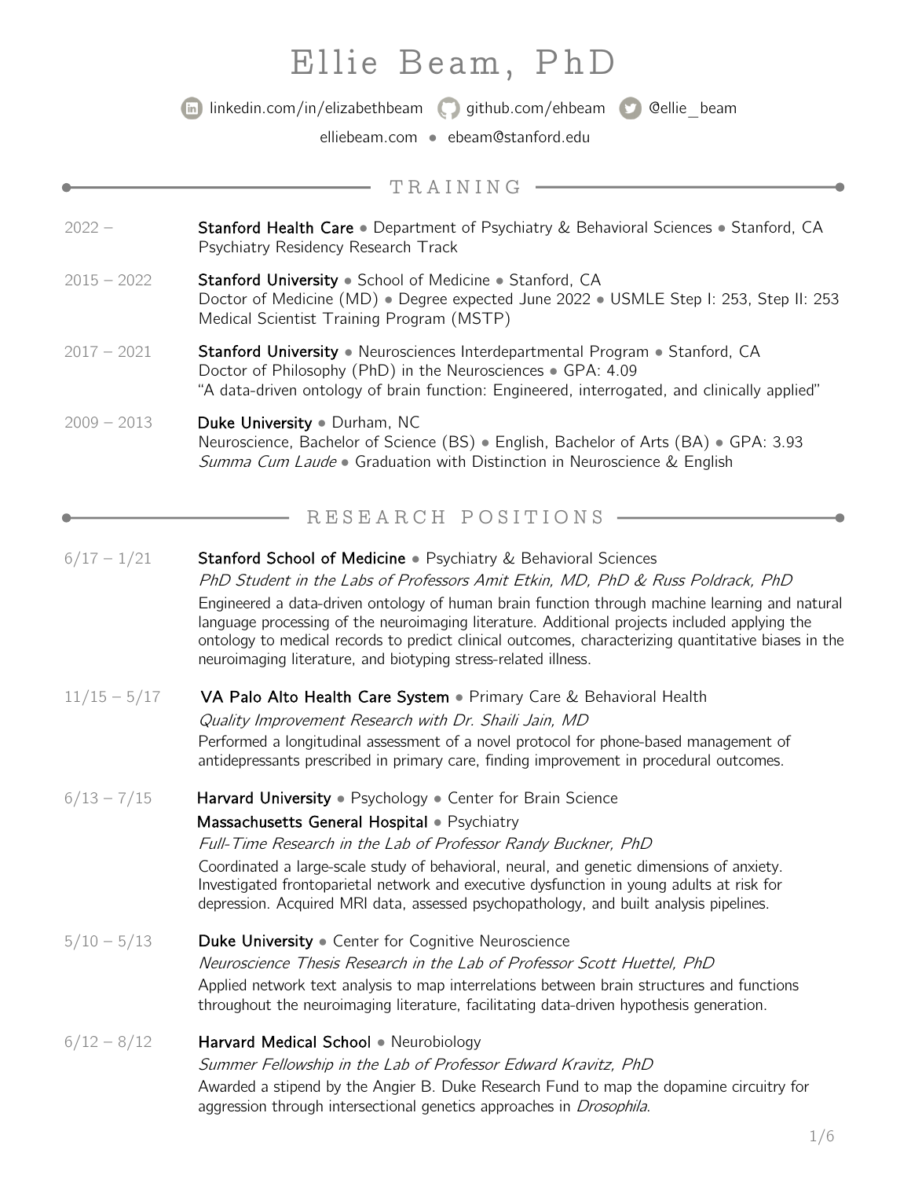# Ellie Beam, PhD

linkedin.com/in/elizabethbeam • github.com/ehbeam • @ellie_beam

elliebeam.com • ebeam@stanford.edu

## TRAINING

**2022 –**
**Stanford Health Care** • Department of Psychiatry & Behavioral Sciences • Stanford, CA
Psychiatry Residency Research Track

**2015 – 2022**
**Stanford University** • School of Medicine • Stanford, CA
Doctor of Medicine (MD) • Degree expected June 2022 • USMLE Step I: 253, Step II: 253
Medical Scientist Training Program (MSTP)

**2017 – 2021**
**Stanford University** • Neurosciences Interdepartmental Program • Stanford, CA
Doctor of Philosophy (PhD) in the Neurosciences • GPA: 4.09
"A data-driven ontology of brain function: Engineered, interrogated, and clinically applied"

**2009 – 2013**
**Duke University** • Durham, NC
Neuroscience, Bachelor of Science (BS) • English, Bachelor of Arts (BA) • GPA: 3.93
*Summa Cum Laude* • Graduation with Distinction in Neuroscience & English

## RESEARCH POSITIONS

**6/17 – 1/21**
**Stanford School of Medicine** • Psychiatry & Behavioral Sciences
*PhD Student in the Labs of Professors Amit Etkin, MD, PhD & Russ Poldrack, PhD*
Engineered a data-driven ontology of human brain function through machine learning and natural language processing of the neuroimaging literature. Additional projects included applying the ontology to medical records to predict clinical outcomes, characterizing quantitative biases in the neuroimaging literature, and biotyping stress-related illness.

**11/15 – 5/17**
**VA Palo Alto Health Care System** • Primary Care & Behavioral Health
*Quality Improvement Research with Dr. Shaili Jain, MD*
Performed a longitudinal assessment of a novel protocol for phone-based management of antidepressants prescribed in primary care, finding improvement in procedural outcomes.

**6/13 – 7/15**
**Harvard University** • Psychology • Center for Brain Science
**Massachusetts General Hospital** • Psychiatry
*Full-Time Research in the Lab of Professor Randy Buckner, PhD*
Coordinated a large-scale study of behavioral, neural, and genetic dimensions of anxiety. Investigated frontoparietal network and executive dysfunction in young adults at risk for depression. Acquired MRI data, assessed psychopathology, and built analysis pipelines.

**5/10 – 5/13**
**Duke University** • Center for Cognitive Neuroscience
*Neuroscience Thesis Research in the Lab of Professor Scott Huettel, PhD*
Applied network text analysis to map interrelations between brain structures and functions throughout the neuroimaging literature, facilitating data-driven hypothesis generation.

**6/12 – 8/12**
**Harvard Medical School** • Neurobiology
*Summer Fellowship in the Lab of Professor Edward Kravitz, PhD*
Awarded a stipend by the Angier B. Duke Research Fund to map the dopamine circuitry for aggression through intersectional genetics approaches in *Drosophila*.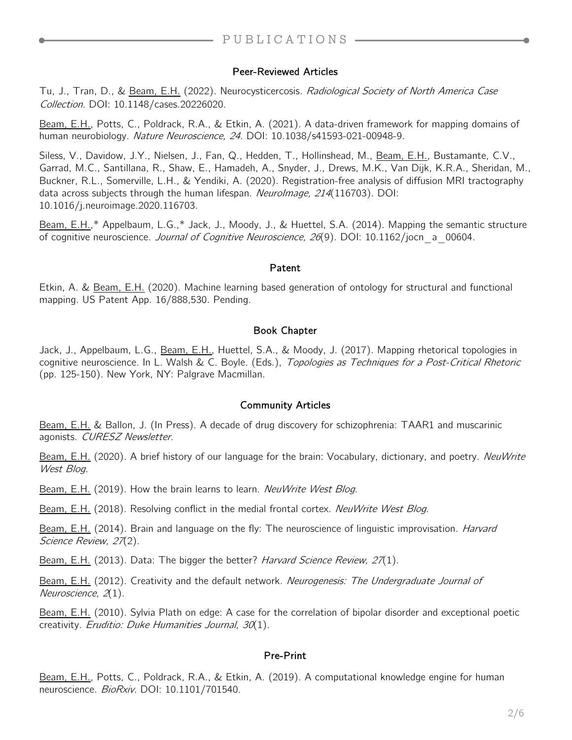# PUBLICATIONS

### Peer-Reviewed Articles

Tu, J., Tran, D., & Beam, E.H. (2022). Neurocysticercosis. *Radiological Society of North America Case Collection.* DOI: 10.1148/cases.20226020.

Beam, E.H., Potts, C., Poldrack, R.A., & Etkin, A. (2021). A data-driven framework for mapping domains of human neurobiology. *Nature Neuroscience, 24.* DOI: 10.1038/s41593-021-00948-9.

Siless, V., Davidow, J.Y., Nielsen, J., Fan, Q., Hedden, T., Hollinshead, M., Beam, E.H., Bustamante, C.V., Garrad, M.C., Santillana, R., Shaw, E., Hamadeh, A., Snyder, J., Drews, M.K., Van Dijk, K.R.A., Sheridan, M., Buckner, R.L., Somerville, L.H., & Yendiki, A. (2020). Registration-free analysis of diffusion MRI tractography data across subjects through the human lifespan. *NeuroImage, 214*(116703). DOI: 10.1016/j.neuroimage.2020.116703.

Beam, E.H.,* Appelbaum, L.G.,* Jack, J., Moody, J., & Huettel, S.A. (2014). Mapping the semantic structure of cognitive neuroscience. *Journal of Cognitive Neuroscience, 26*(9). DOI: 10.1162/jocn_a_00604.

### Patent

Etkin, A. & Beam, E.H. (2020). Machine learning based generation of ontology for structural and functional mapping. US Patent App. 16/888,530. Pending.

### Book Chapter

Jack, J., Appelbaum, L.G., Beam, E.H., Huettel, S.A., & Moody, J. (2017). Mapping rhetorical topologies in cognitive neuroscience. In L. Walsh & C. Boyle. (Eds.), *Topologies as Techniques for a Post-Critical Rhetoric* (pp. 125-150). New York, NY: Palgrave Macmillan.

### Community Articles

Beam, E.H. & Ballon, J. (In Press). A decade of drug discovery for schizophrenia: TAAR1 and muscarinic agonists. *CURESZ Newsletter.*

Beam, E.H. (2020). A brief history of our language for the brain: Vocabulary, dictionary, and poetry. *NeuWrite West Blog.*

Beam, E.H. (2019). How the brain learns to learn. *NeuWrite West Blog.*

Beam, E.H. (2018). Resolving conflict in the medial frontal cortex. *NeuWrite West Blog*.

Beam, E.H. (2014). Brain and language on the fly: The neuroscience of linguistic improvisation. *Harvard Science Review, 27*(2).

Beam, E.H. (2013). Data: The bigger the better? *Harvard Science Review, 27*(1).

Beam, E.H. (2012). Creativity and the default network. *Neurogenesis: The Undergraduate Journal of Neuroscience, 2*(1).

Beam, E.H. (2010). Sylvia Plath on edge: A case for the correlation of bipolar disorder and exceptional poetic creativity. *Eruditio: Duke Humanities Journal, 30*(1).

### Pre-Print

Beam, E.H., Potts, C., Poldrack, R.A., & Etkin, A. (2019). A computational knowledge engine for human neuroscience. *BioRxiv.* DOI: 10.1101/701540.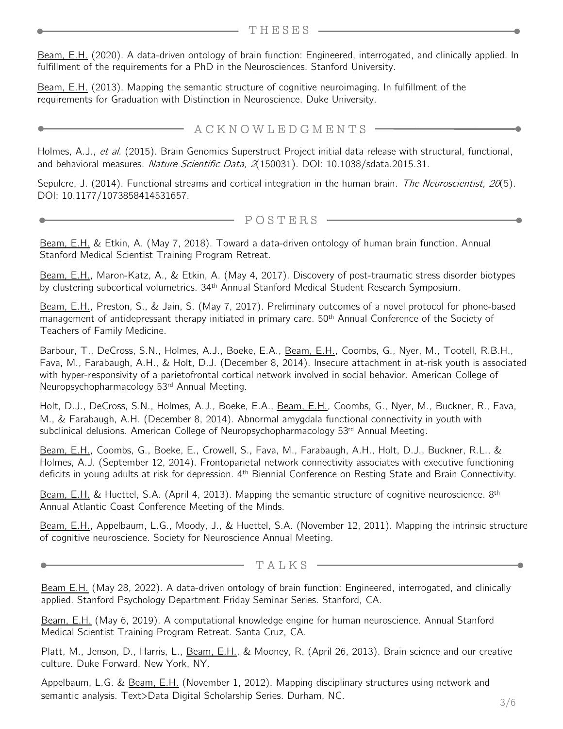## THESES

Beam, E.H. (2020). A data-driven ontology of brain function: Engineered, interrogated, and clinically applied. In fulfillment of the requirements for a PhD in the Neurosciences. Stanford University.

Beam, E.H. (2013). Mapping the semantic structure of cognitive neuroimaging. In fulfillment of the requirements for Graduation with Distinction in Neuroscience. Duke University.

## ACKNOWLEDGMENTS

Holmes, A.J., *et al.* (2015). Brain Genomics Superstruct Project initial data release with structural, functional, and behavioral measures. *Nature Scientific Data, 2*(150031). DOI: 10.1038/sdata.2015.31.

Sepulcre, J. (2014). Functional streams and cortical integration in the human brain. *The Neuroscientist, 20*(5). DOI: 10.1177/1073858414531657.

## POSTERS

Beam, E.H. & Etkin, A. (May 7, 2018). Toward a data-driven ontology of human brain function. Annual Stanford Medical Scientist Training Program Retreat.

Beam, E.H., Maron-Katz, A., & Etkin, A. (May 4, 2017). Discovery of post-traumatic stress disorder biotypes by clustering subcortical volumetrics. 34th Annual Stanford Medical Student Research Symposium.

Beam, E.H., Preston, S., & Jain, S. (May 7, 2017). Preliminary outcomes of a novel protocol for phone-based management of antidepressant therapy initiated in primary care. 50th Annual Conference of the Society of Teachers of Family Medicine.

Barbour, T., DeCross, S.N., Holmes, A.J., Boeke, E.A., Beam, E.H., Coombs, G., Nyer, M., Tootell, R.B.H., Fava, M., Farabaugh, A.H., & Holt, D.J. (December 8, 2014). Insecure attachment in at-risk youth is associated with hyper-responsivity of a parietofrontal cortical network involved in social behavior. American College of Neuropsychopharmacology 53rd Annual Meeting.

Holt, D.J., DeCross, S.N., Holmes, A.J., Boeke, E.A., Beam, E.H., Coombs, G., Nyer, M., Buckner, R., Fava, M., & Farabaugh, A.H. (December 8, 2014). Abnormal amygdala functional connectivity in youth with subclinical delusions. American College of Neuropsychopharmacology 53rd Annual Meeting.

Beam, E.H., Coombs, G., Boeke, E., Crowell, S., Fava, M., Farabaugh, A.H., Holt, D.J., Buckner, R.L., & Holmes, A.J. (September 12, 2014). Frontoparietal network connectivity associates with executive functioning deficits in young adults at risk for depression. 4th Biennial Conference on Resting State and Brain Connectivity.

Beam, E.H. & Huettel, S.A. (April 4, 2013). Mapping the semantic structure of cognitive neuroscience. 8th Annual Atlantic Coast Conference Meeting of the Minds.

Beam, E.H., Appelbaum, L.G., Moody, J., & Huettel, S.A. (November 12, 2011). Mapping the intrinsic structure of cognitive neuroscience. Society for Neuroscience Annual Meeting.

## TALKS

Beam E.H. (May 28, 2022). A data-driven ontology of brain function: Engineered, interrogated, and clinically applied. Stanford Psychology Department Friday Seminar Series. Stanford, CA.

Beam, E.H. (May 6, 2019). A computational knowledge engine for human neuroscience. Annual Stanford Medical Scientist Training Program Retreat. Santa Cruz, CA.

Platt, M., Jenson, D., Harris, L., Beam, E.H., & Mooney, R. (April 26, 2013). Brain science and our creative culture. Duke Forward. New York, NY.

Appelbaum, L.G. & Beam, E.H. (November 1, 2012). Mapping disciplinary structures using network and semantic analysis. Text>Data Digital Scholarship Series. Durham, NC.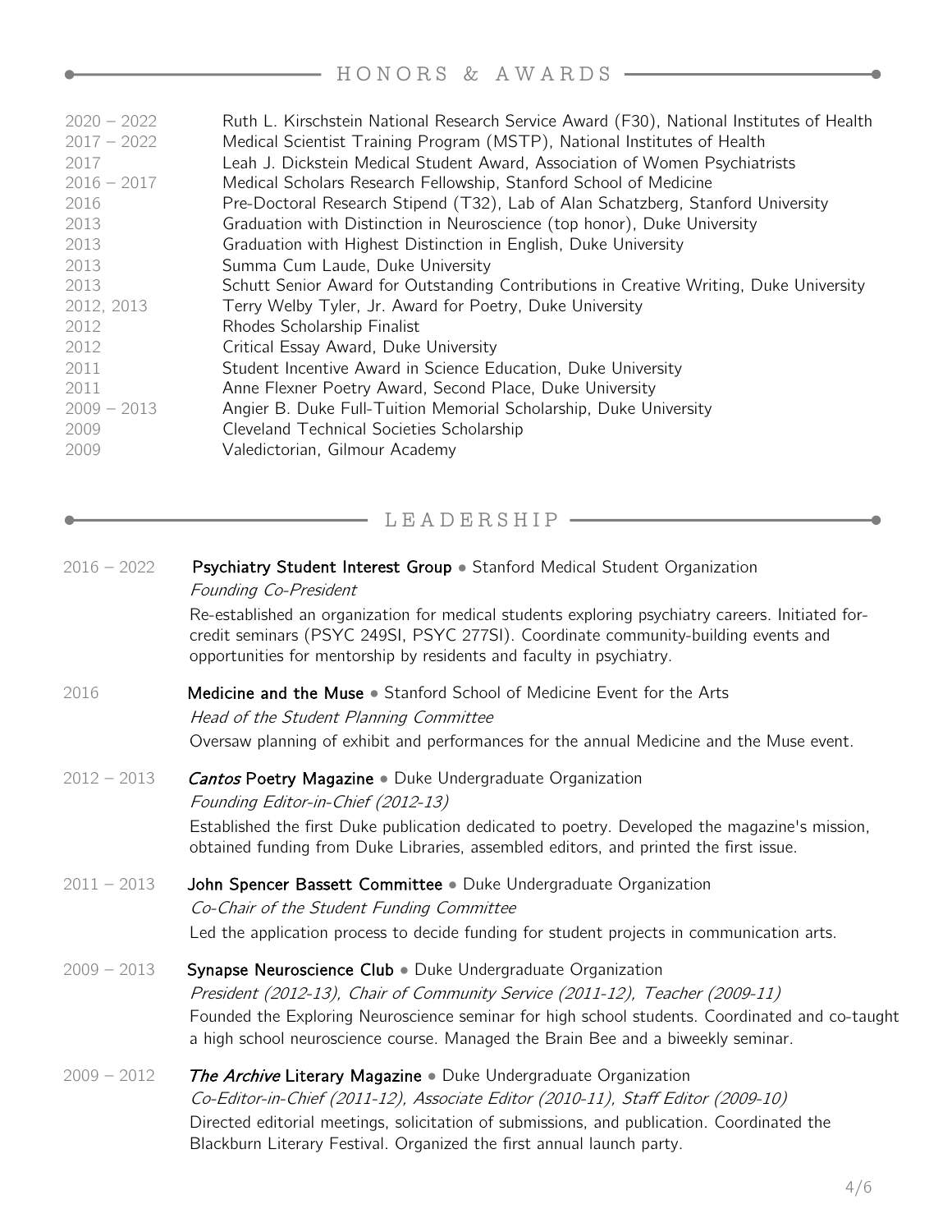## HONORS & AWARDS

| | |
|---|---|
| 2020 – 2022 | Ruth L. Kirschstein National Research Service Award (F30), National Institutes of Health |
| 2017 – 2022 | Medical Scientist Training Program (MSTP), National Institutes of Health |
| 2017 | Leah J. Dickstein Medical Student Award, Association of Women Psychiatrists |
| 2016 – 2017 | Medical Scholars Research Fellowship, Stanford School of Medicine |
| 2016 | Pre-Doctoral Research Stipend (T32), Lab of Alan Schatzberg, Stanford University |
| 2013 | Graduation with Distinction in Neuroscience (top honor), Duke University |
| 2013 | Graduation with Highest Distinction in English, Duke University |
| 2013 | Summa Cum Laude, Duke University |
| 2013 | Schutt Senior Award for Outstanding Contributions in Creative Writing, Duke University |
| 2012, 2013 | Terry Welby Tyler, Jr. Award for Poetry, Duke University |
| 2012 | Rhodes Scholarship Finalist |
| 2012 | Critical Essay Award, Duke University |
| 2011 | Student Incentive Award in Science Education, Duke University |
| 2011 | Anne Flexner Poetry Award, Second Place, Duke University |
| 2009 – 2013 | Angier B. Duke Full-Tuition Memorial Scholarship, Duke University |
| 2009 | Cleveland Technical Societies Scholarship |
| 2009 | Valedictorian, Gilmour Academy |

## LEADERSHIP

2016 – 2022 **Psychiatry Student Interest Group** • Stanford Medical Student Organization
*Founding Co-President*
Re-established an organization for medical students exploring psychiatry careers. Initiated for-credit seminars (PSYC 249SI, PSYC 277SI). Coordinate community-building events and opportunities for mentorship by residents and faculty in psychiatry.

2016 **Medicine and the Muse** • Stanford School of Medicine Event for the Arts
*Head of the Student Planning Committee*
Oversaw planning of exhibit and performances for the annual Medicine and the Muse event.

2012 – 2013 ***Cantos* Poetry Magazine** • Duke Undergraduate Organization
*Founding Editor-in-Chief (2012-13)*
Established the first Duke publication dedicated to poetry. Developed the magazine's mission, obtained funding from Duke Libraries, assembled editors, and printed the first issue.

2011 – 2013 **John Spencer Bassett Committee** • Duke Undergraduate Organization
*Co-Chair of the Student Funding Committee*
Led the application process to decide funding for student projects in communication arts.

2009 – 2013 **Synapse Neuroscience Club** • Duke Undergraduate Organization
*President (2012-13), Chair of Community Service (2011-12), Teacher (2009-11)*
Founded the Exploring Neuroscience seminar for high school students. Coordinated and co-taught a high school neuroscience course. Managed the Brain Bee and a biweekly seminar.

2009 – 2012 ***The Archive* Literary Magazine** • Duke Undergraduate Organization
*Co-Editor-in-Chief (2011-12), Associate Editor (2010-11), Staff Editor (2009-10)*
Directed editorial meetings, solicitation of submissions, and publication. Coordinated the Blackburn Literary Festival. Organized the first annual launch party.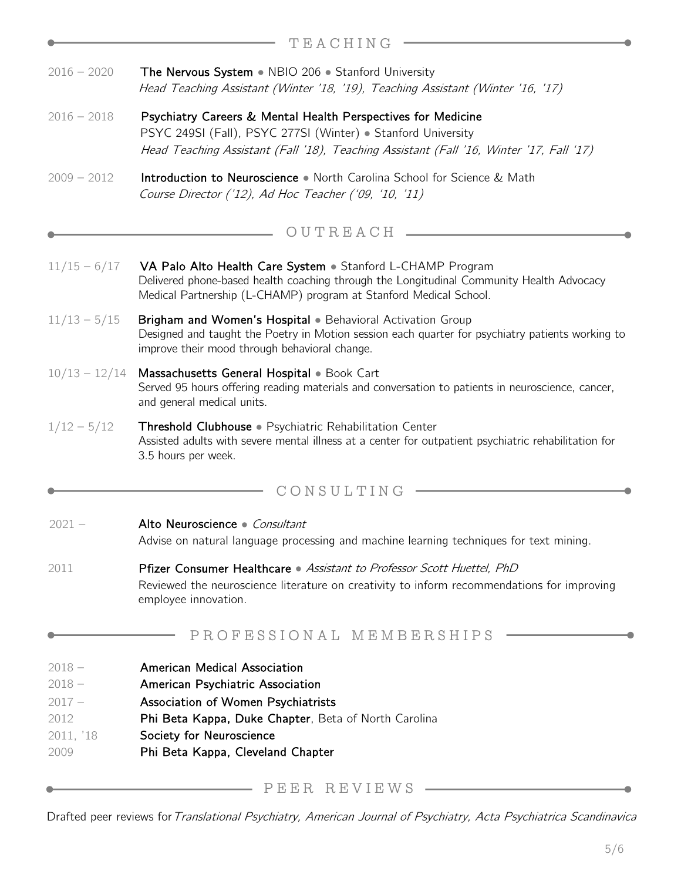## TEACHING

2016 – 2020 **The Nervous System** • NBIO 206 • Stanford University
*Head Teaching Assistant (Winter '18, '19), Teaching Assistant (Winter '16, '17)*

2016 – 2018 **Psychiatry Careers & Mental Health Perspectives for Medicine**
PSYC 249SI (Fall), PSYC 277SI (Winter) • Stanford University
*Head Teaching Assistant (Fall '18), Teaching Assistant (Fall '16, Winter '17, Fall '17)*

2009 – 2012 **Introduction to Neuroscience** • North Carolina School for Science & Math
*Course Director ('12), Ad Hoc Teacher ('09, '10, '11)*

## OUTREACH

11/15 – 6/17 **VA Palo Alto Health Care System** • Stanford L-CHAMP Program
Delivered phone-based health coaching through the Longitudinal Community Health Advocacy Medical Partnership (L-CHAMP) program at Stanford Medical School.

11/13 – 5/15 **Brigham and Women's Hospital** • Behavioral Activation Group
Designed and taught the Poetry in Motion session each quarter for psychiatry patients working to improve their mood through behavioral change.

10/13 – 12/14 **Massachusetts General Hospital** • Book Cart
Served 95 hours offering reading materials and conversation to patients in neuroscience, cancer, and general medical units.

1/12 – 5/12 **Threshold Clubhouse** • Psychiatric Rehabilitation Center
Assisted adults with severe mental illness at a center for outpatient psychiatric rehabilitation for 3.5 hours per week.

## CONSULTING

2021 – **Alto Neuroscience** • *Consultant*
Advise on natural language processing and machine learning techniques for text mining.

2011 **Pfizer Consumer Healthcare** • *Assistant to Professor Scott Huettel, PhD*
Reviewed the neuroscience literature on creativity to inform recommendations for improving employee innovation.

## PROFESSIONAL MEMBERSHIPS

2018 – **American Medical Association**
2018 – **American Psychiatric Association**
2017 – **Association of Women Psychiatrists**
2012 **Phi Beta Kappa, Duke Chapter**, Beta of North Carolina
2011, '18 **Society for Neuroscience**
2009 **Phi Beta Kappa, Cleveland Chapter**

## PEER REVIEWS

Drafted peer reviews for *Translational Psychiatry, American Journal of Psychiatry, Acta Psychiatrica Scandinavica*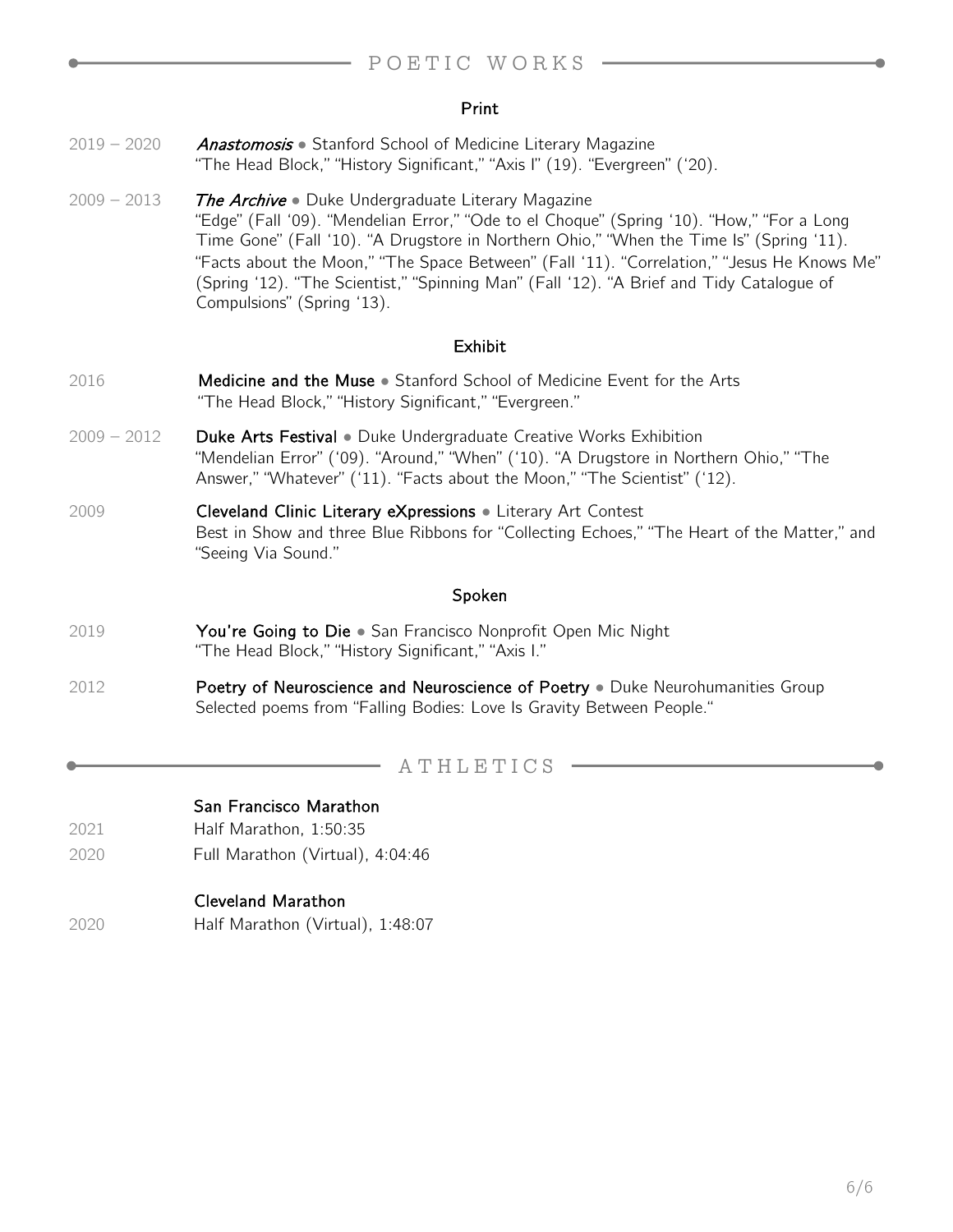## POETIC WORKS

### Print

2019 – 2020 ***Anastomosis*** • Stanford School of Medicine Literary Magazine
"The Head Block," "History Significant," "Axis I" (19). "Evergreen" ('20).

2009 – 2013 ***The Archive*** • Duke Undergraduate Literary Magazine
"Edge" (Fall '09). "Mendelian Error," "Ode to el Choque" (Spring '10). "How," "For a Long Time Gone" (Fall '10). "A Drugstore in Northern Ohio," "When the Time Is" (Spring '11). "Facts about the Moon," "The Space Between" (Fall '11). "Correlation," "Jesus He Knows Me" (Spring '12). "The Scientist," "Spinning Man" (Fall '12). "A Brief and Tidy Catalogue of Compulsions" (Spring '13).

### Exhibit

2016 **Medicine and the Muse** • Stanford School of Medicine Event for the Arts
"The Head Block," "History Significant," "Evergreen."

2009 – 2012 **Duke Arts Festival** • Duke Undergraduate Creative Works Exhibition
"Mendelian Error" ('09). "Around," "When" ('10). "A Drugstore in Northern Ohio," "The Answer," "Whatever" ('11). "Facts about the Moon," "The Scientist" ('12).

2009 **Cleveland Clinic Literary eXpressions** • Literary Art Contest
Best in Show and three Blue Ribbons for "Collecting Echoes," "The Heart of the Matter," and "Seeing Via Sound."

### Spoken

2019 **You're Going to Die** • San Francisco Nonprofit Open Mic Night
"The Head Block," "History Significant," "Axis I."

2012 **Poetry of Neuroscience and Neuroscience of Poetry** • Duke Neurohumanities Group
Selected poems from "Falling Bodies: Love Is Gravity Between People."

## ATHLETICS

**San Francisco Marathon**

2021 Half Marathon, 1:50:35

2020 Full Marathon (Virtual), 4:04:46

**Cleveland Marathon**

2020 Half Marathon (Virtual), 1:48:07